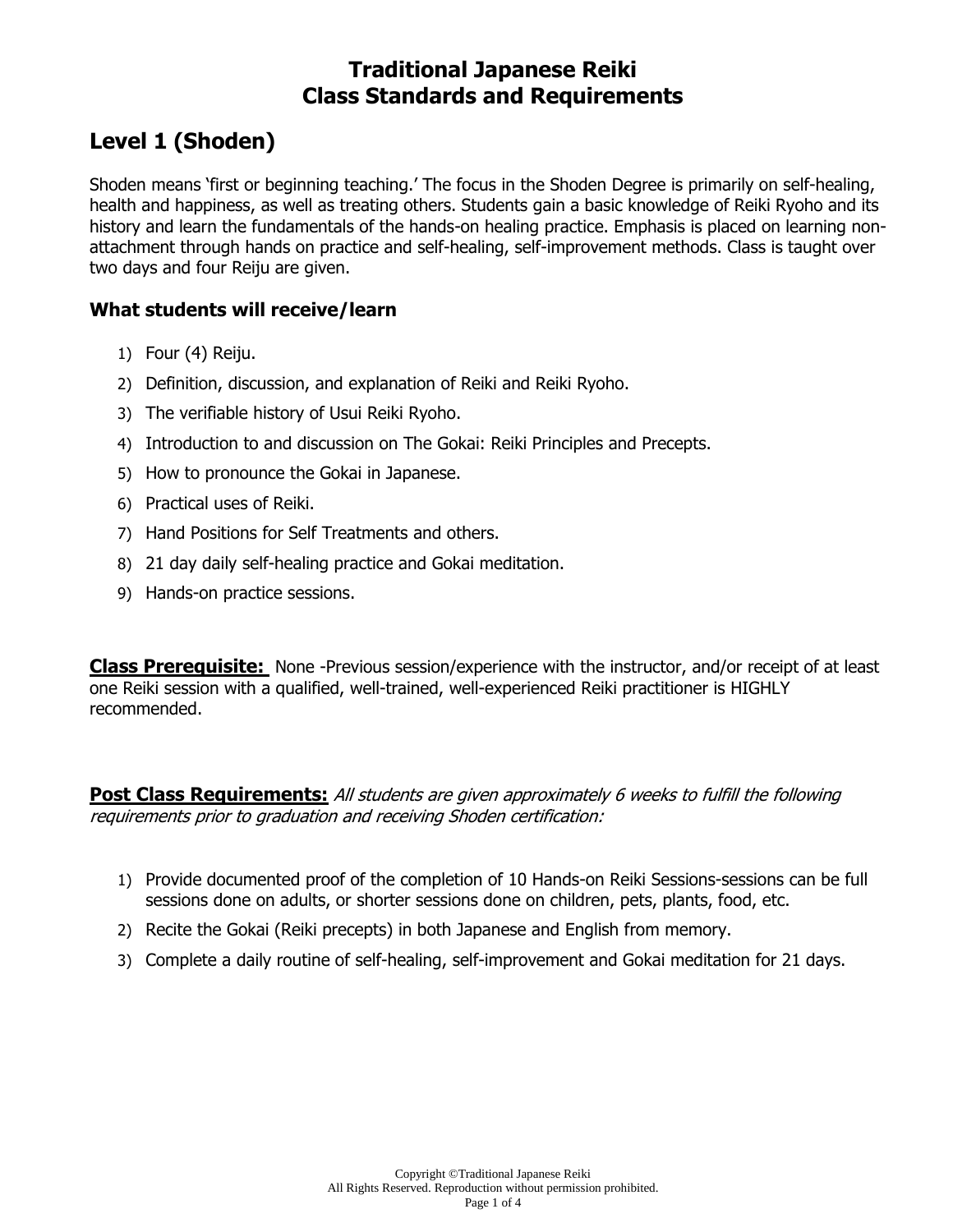# Traditional Japanese Reiki
# Class Standards and Requirements

## Level 1 (Shoden)

Shoden means 'first or beginning teaching.' The focus in the Shoden Degree is primarily on self-healing, health and happiness, as well as treating others. Students gain a basic knowledge of Reiki Ryoho and its history and learn the fundamentals of the hands-on healing practice. Emphasis is placed on learning non-attachment through hands on practice and self-healing, self-improvement methods. Class is taught over two days and four Reiju are given.

### What students will receive/learn

1) Four (4) Reiju.
2) Definition, discussion, and explanation of Reiki and Reiki Ryoho.
3) The verifiable history of Usui Reiki Ryoho.
4) Introduction to and discussion on The Gokai: Reiki Principles and Precepts.
5) How to pronounce the Gokai in Japanese.
6) Practical uses of Reiki.
7) Hand Positions for Self Treatments and others.
8) 21 day daily self-healing practice and Gokai meditation.
9) Hands-on practice sessions.

**Class Prerequisite:** None -Previous session/experience with the instructor, and/or receipt of at least one Reiki session with a qualified, well-trained, well-experienced Reiki practitioner is HIGHLY recommended.

**Post Class Requirements:** *All students are given approximately 6 weeks to fulfill the following requirements prior to graduation and receiving Shoden certification:*

1) Provide documented proof of the completion of 10 Hands-on Reiki Sessions-sessions can be full sessions done on adults, or shorter sessions done on children, pets, plants, food, etc.
2) Recite the Gokai (Reiki precepts) in both Japanese and English from memory.
3) Complete a daily routine of self-healing, self-improvement and Gokai meditation for 21 days.

Copyright ©Traditional Japanese Reiki
All Rights Reserved. Reproduction without permission prohibited.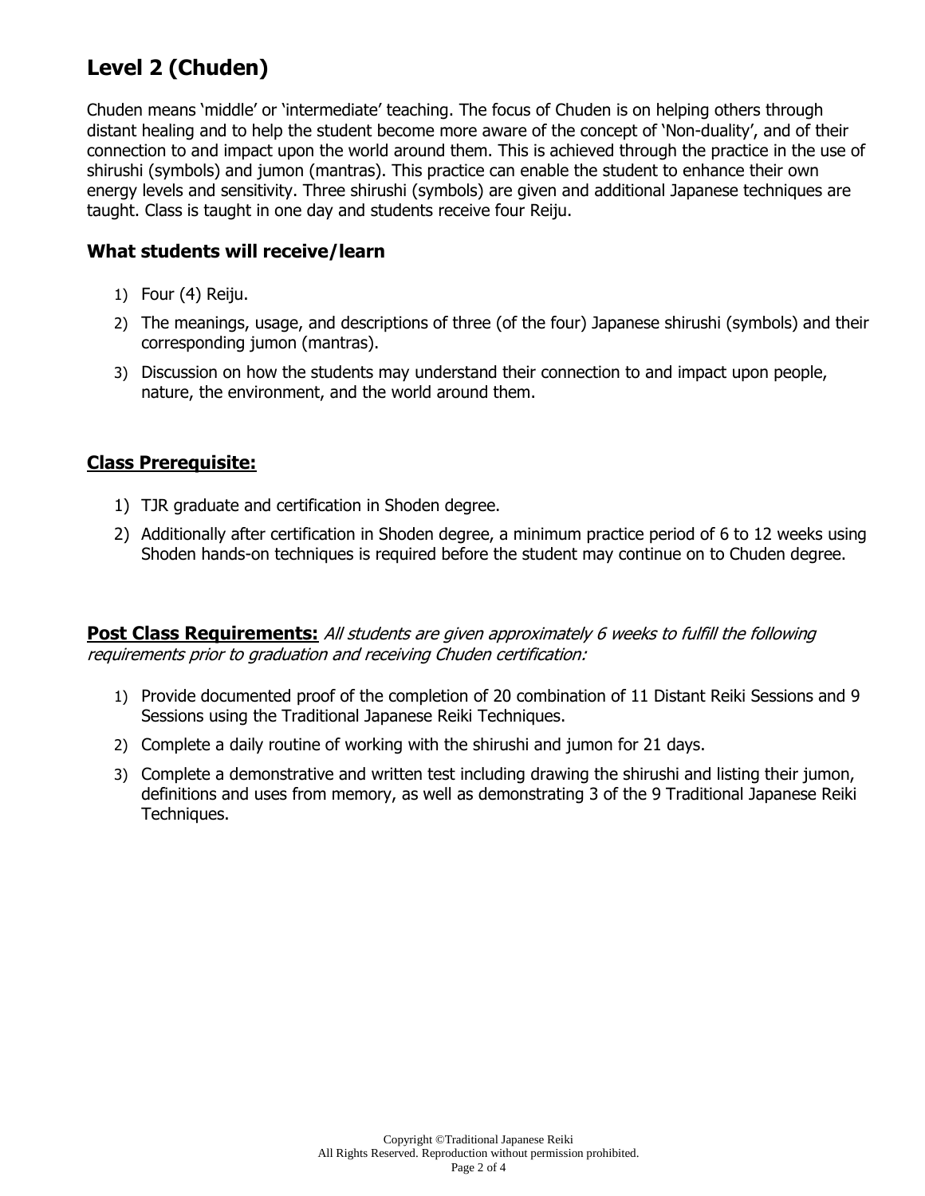# Level 2 (Chuden)

Chuden means 'middle' or 'intermediate' teaching. The focus of Chuden is on helping others through distant healing and to help the student become more aware of the concept of 'Non-duality', and of their connection to and impact upon the world around them. This is achieved through the practice in the use of shirushi (symbols) and jumon (mantras). This practice can enable the student to enhance their own energy levels and sensitivity. Three shirushi (symbols) are given and additional Japanese techniques are taught. Class is taught in one day and students receive four Reiju.

## What students will receive/learn

1) Four (4) Reiju.
2) The meanings, usage, and descriptions of three (of the four) Japanese shirushi (symbols) and their corresponding jumon (mantras).
3) Discussion on how the students may understand their connection to and impact upon people, nature, the environment, and the world around them.

## **Class Prerequisite:**

1) TJR graduate and certification in Shoden degree.
2) Additionally after certification in Shoden degree, a minimum practice period of 6 to 12 weeks using Shoden hands-on techniques is required before the student may continue on to Chuden degree.

**Post Class Requirements:** *All students are given approximately 6 weeks to fulfill the following requirements prior to graduation and receiving Chuden certification:*

1) Provide documented proof of the completion of 20 combination of 11 Distant Reiki Sessions and 9 Sessions using the Traditional Japanese Reiki Techniques.
2) Complete a daily routine of working with the shirushi and jumon for 21 days.
3) Complete a demonstrative and written test including drawing the shirushi and listing their jumon, definitions and uses from memory, as well as demonstrating 3 of the 9 Traditional Japanese Reiki Techniques.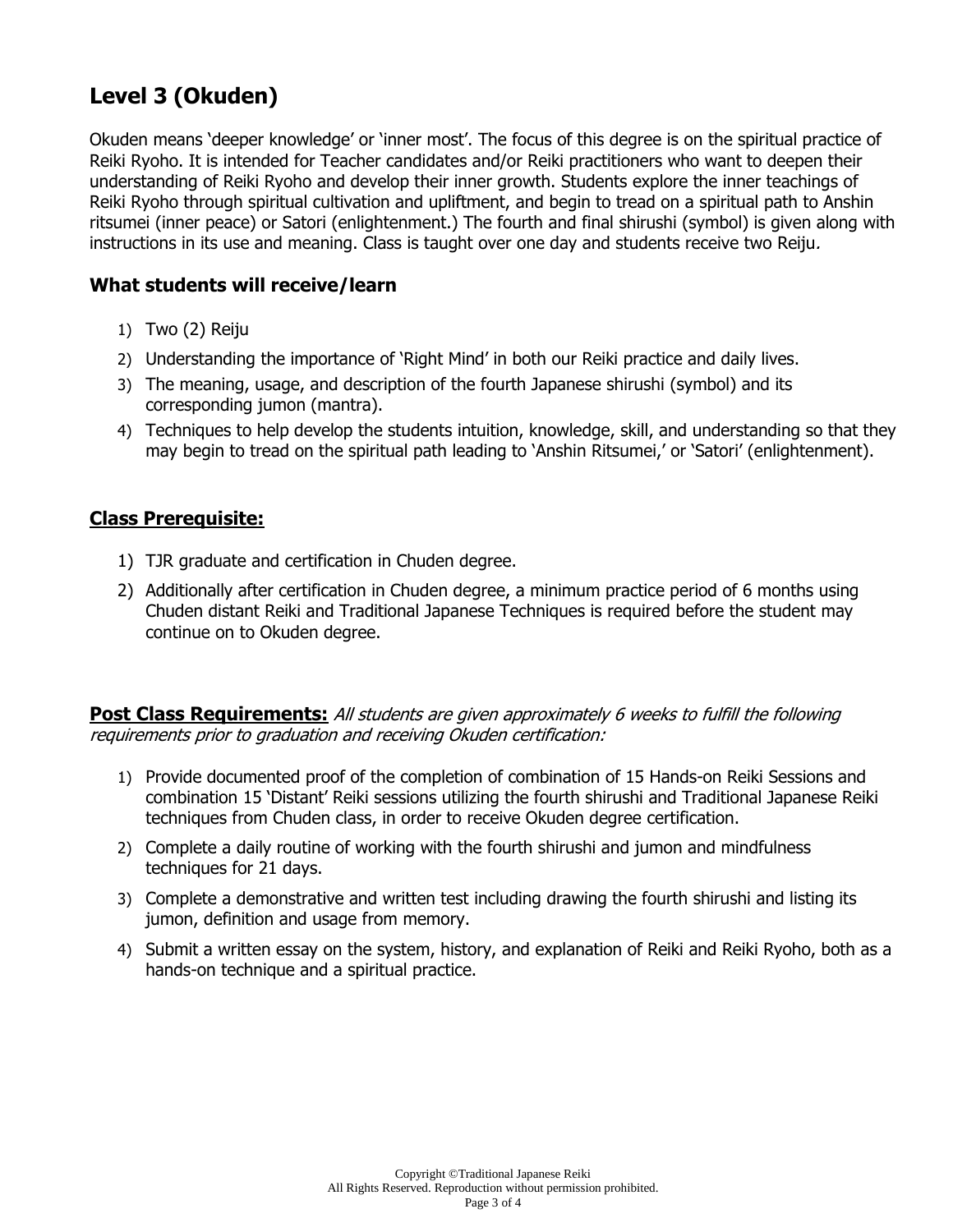# Level 3 (Okuden)

Okuden means 'deeper knowledge' or 'inner most'. The focus of this degree is on the spiritual practice of Reiki Ryoho. It is intended for Teacher candidates and/or Reiki practitioners who want to deepen their understanding of Reiki Ryoho and develop their inner growth. Students explore the inner teachings of Reiki Ryoho through spiritual cultivation and upliftment, and begin to tread on a spiritual path to Anshin ritsumei (inner peace) or Satori (enlightenment.) The fourth and final shirushi (symbol) is given along with instructions in its use and meaning. Class is taught over one day and students receive two Reiju*.*

## What students will receive/learn

1) Two (2) Reiju
2) Understanding the importance of 'Right Mind' in both our Reiki practice and daily lives.
3) The meaning, usage, and description of the fourth Japanese shirushi (symbol) and its corresponding jumon (mantra).
4) Techniques to help develop the students intuition, knowledge, skill, and understanding so that they may begin to tread on the spiritual path leading to 'Anshin Ritsumei,' or 'Satori' (enlightenment).

## Class Prerequisite:

1) TJR graduate and certification in Chuden degree.
2) Additionally after certification in Chuden degree, a minimum practice period of 6 months using Chuden distant Reiki and Traditional Japanese Techniques is required before the student may continue on to Okuden degree.

**Post Class Requirements:** *All students are given approximately 6 weeks to fulfill the following requirements prior to graduation and receiving Okuden certification:*

1) Provide documented proof of the completion of combination of 15 Hands-on Reiki Sessions and combination 15 'Distant' Reiki sessions utilizing the fourth shirushi and Traditional Japanese Reiki techniques from Chuden class, in order to receive Okuden degree certification.
2) Complete a daily routine of working with the fourth shirushi and jumon and mindfulness techniques for 21 days.
3) Complete a demonstrative and written test including drawing the fourth shirushi and listing its jumon, definition and usage from memory.
4) Submit a written essay on the system, history, and explanation of Reiki and Reiki Ryoho, both as a hands-on technique and a spiritual practice.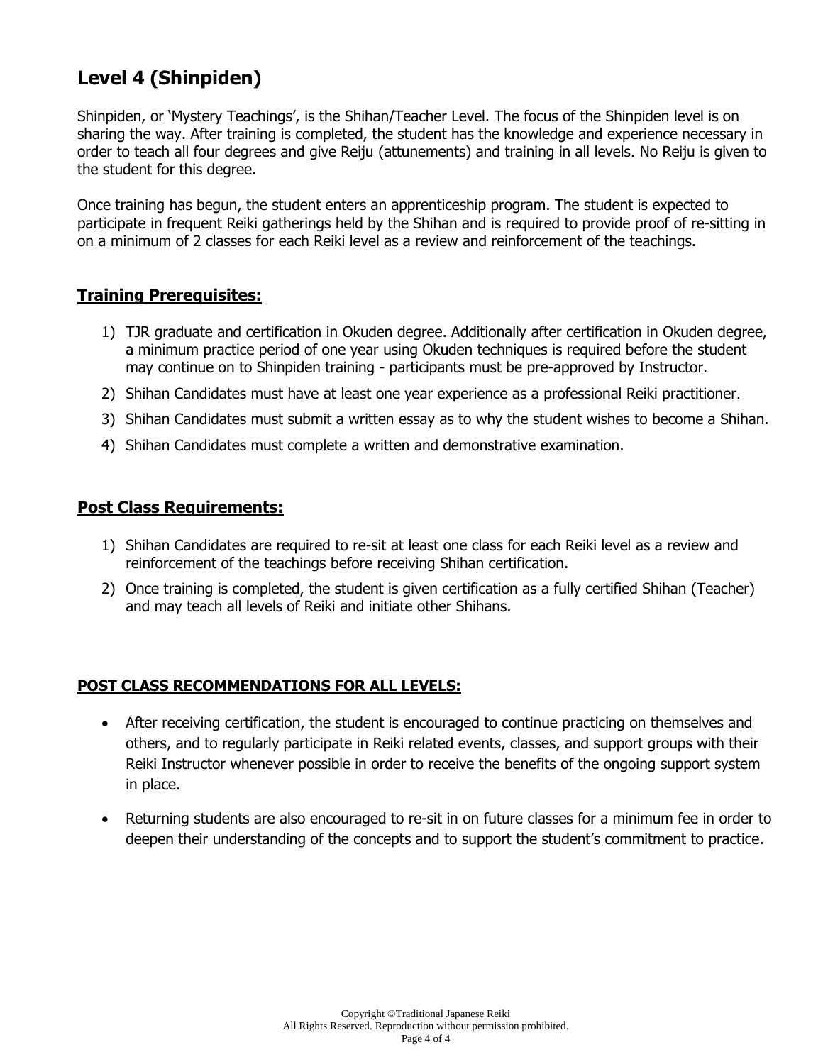## Level 4 (Shinpiden)

Shinpiden, or 'Mystery Teachings', is the Shihan/Teacher Level. The focus of the Shinpiden level is on sharing the way. After training is completed, the student has the knowledge and experience necessary in order to teach all four degrees and give Reiju (attunements) and training in all levels. No Reiju is given to the student for this degree.

Once training has begun, the student enters an apprenticeship program. The student is expected to participate in frequent Reiki gatherings held by the Shihan and is required to provide proof of re-sitting in on a minimum of 2 classes for each Reiki level as a review and reinforcement of the teachings.

### Training Prerequisites:

1) TJR graduate and certification in Okuden degree. Additionally after certification in Okuden degree, a minimum practice period of one year using Okuden techniques is required before the student may continue on to Shinpiden training - participants must be pre-approved by Instructor.
2) Shihan Candidates must have at least one year experience as a professional Reiki practitioner.
3) Shihan Candidates must submit a written essay as to why the student wishes to become a Shihan.
4) Shihan Candidates must complete a written and demonstrative examination.

### Post Class Requirements:

1) Shihan Candidates are required to re-sit at least one class for each Reiki level as a review and reinforcement of the teachings before receiving Shihan certification.
2) Once training is completed, the student is given certification as a fully certified Shihan (Teacher) and may teach all levels of Reiki and initiate other Shihans.

### POST CLASS RECOMMENDATIONS FOR ALL LEVELS:

- After receiving certification, the student is encouraged to continue practicing on themselves and others, and to regularly participate in Reiki related events, classes, and support groups with their Reiki Instructor whenever possible in order to receive the benefits of the ongoing support system in place.
- Returning students are also encouraged to re-sit in on future classes for a minimum fee in order to deepen their understanding of the concepts and to support the student's commitment to practice.

Copyright ©Traditional Japanese Reiki
All Rights Reserved. Reproduction without permission prohibited.